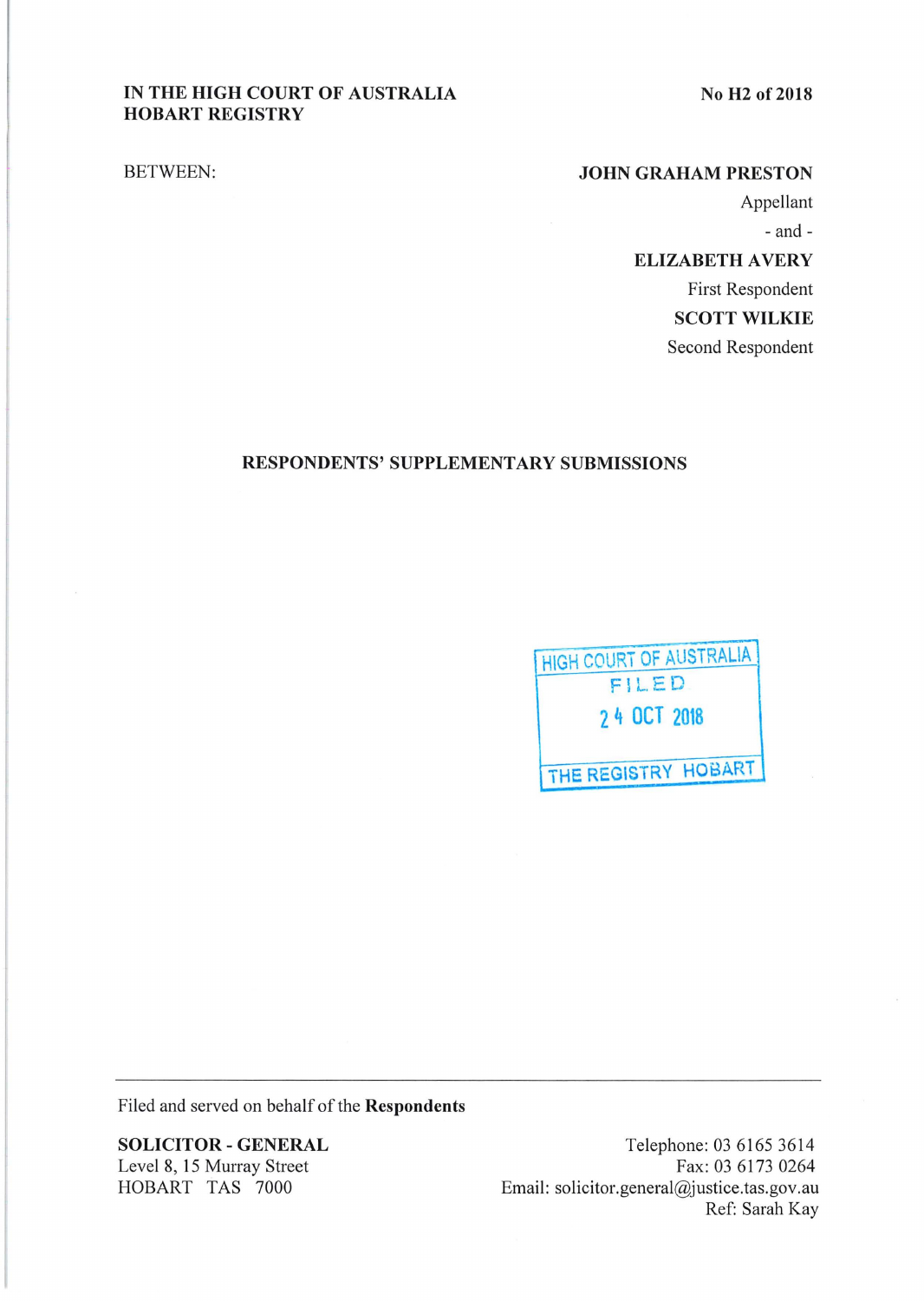IN THE HIGH COURT OF AUSTRALIA
HOBART REGISTRY

No H2 of 2018

BETWEEN:

**JOHN GRAHAM PRESTON**
Appellant

\- and -

**ELIZABETH AVERY**
First Respondent

**SCOTT WILKIE**
Second Respondent

## RESPONDENTS' SUPPLEMENTARY SUBMISSIONS

HIGH COURT OF AUSTRALIA
FILED
24 OCT 2018
THE REGISTRY HOBART

---

Filed and served on behalf of the **Respondents**

**SOLICITOR - GENERAL**
Level 8, 15 Murray Street
HOBART TAS 7000

Telephone: 03 6165 3614
Fax: 03 6173 0264
Email: solicitor.general@justice.tas.gov.au
Ref: Sarah Kay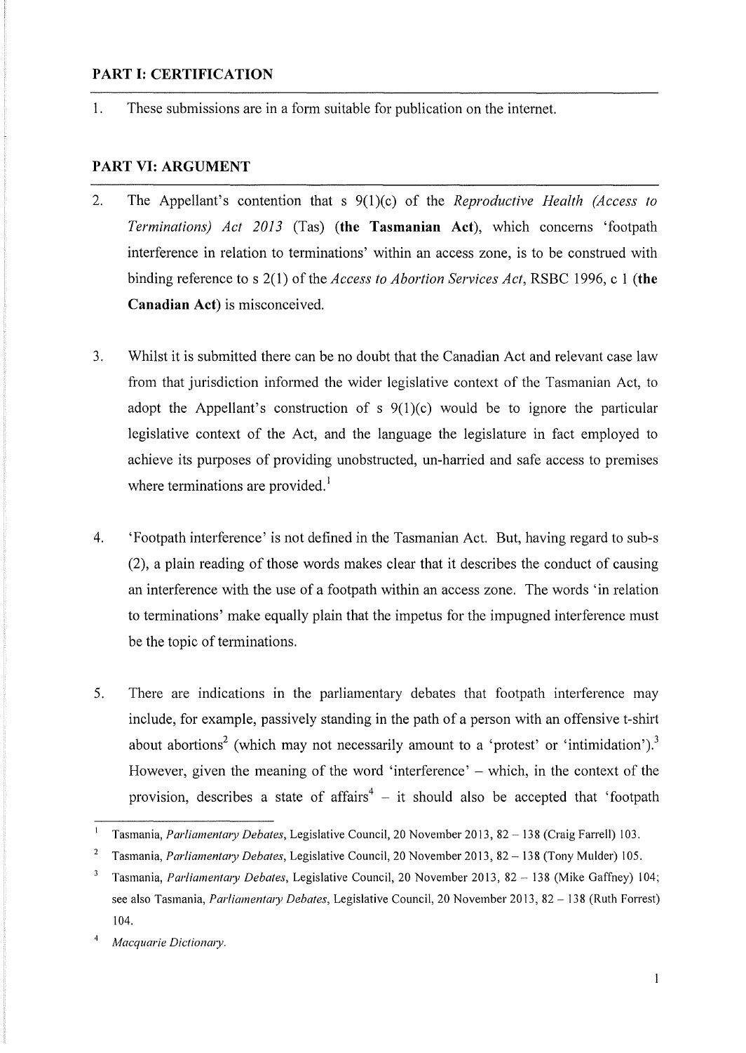## PART I: CERTIFICATION

1. These submissions are in a form suitable for publication on the internet.

## PART VI: ARGUMENT

2. The Appellant's contention that s 9(1)(c) of the *Reproductive Health (Access to Terminations) Act 2013* (Tas) (**the Tasmanian Act**), which concerns 'footpath interference in relation to terminations' within an access zone, is to be construed with binding reference to s 2(1) of the *Access to Abortion Services Act*, RSBC 1996, c 1 (**the Canadian Act**) is misconceived.

3. Whilst it is submitted there can be no doubt that the Canadian Act and relevant case law from that jurisdiction informed the wider legislative context of the Tasmanian Act, to adopt the Appellant's construction of s 9(1)(c) would be to ignore the particular legislative context of the Act, and the language the legislature in fact employed to achieve its purposes of providing unobstructed, un-harried and safe access to premises where terminations are provided.[1]

4. 'Footpath interference' is not defined in the Tasmanian Act. But, having regard to sub-s (2), a plain reading of those words makes clear that it describes the conduct of causing an interference with the use of a footpath within an access zone. The words 'in relation to terminations' make equally plain that the impetus for the impugned interference must be the topic of terminations.

5. There are indications in the parliamentary debates that footpath interference may include, for example, passively standing in the path of a person with an offensive t-shirt about abortions[2] (which may not necessarily amount to a 'protest' or 'intimidation').[3] However, given the meaning of the word 'interference' – which, in the context of the provision, describes a state of affairs[4] – it should also be accepted that 'footpath

---

[1] Tasmania, *Parliamentary Debates*, Legislative Council, 20 November 2013, 82 – 138 (Craig Farrell) 103.

[2] Tasmania, *Parliamentary Debates*, Legislative Council, 20 November 2013, 82 – 138 (Tony Mulder) 105.

[3] Tasmania, *Parliamentary Debates*, Legislative Council, 20 November 2013, 82 – 138 (Mike Gaffney) 104; see also Tasmania, *Parliamentary Debates*, Legislative Council, 20 November 2013, 82 – 138 (Ruth Forrest) 104.

[4] *Macquarie Dictionary*.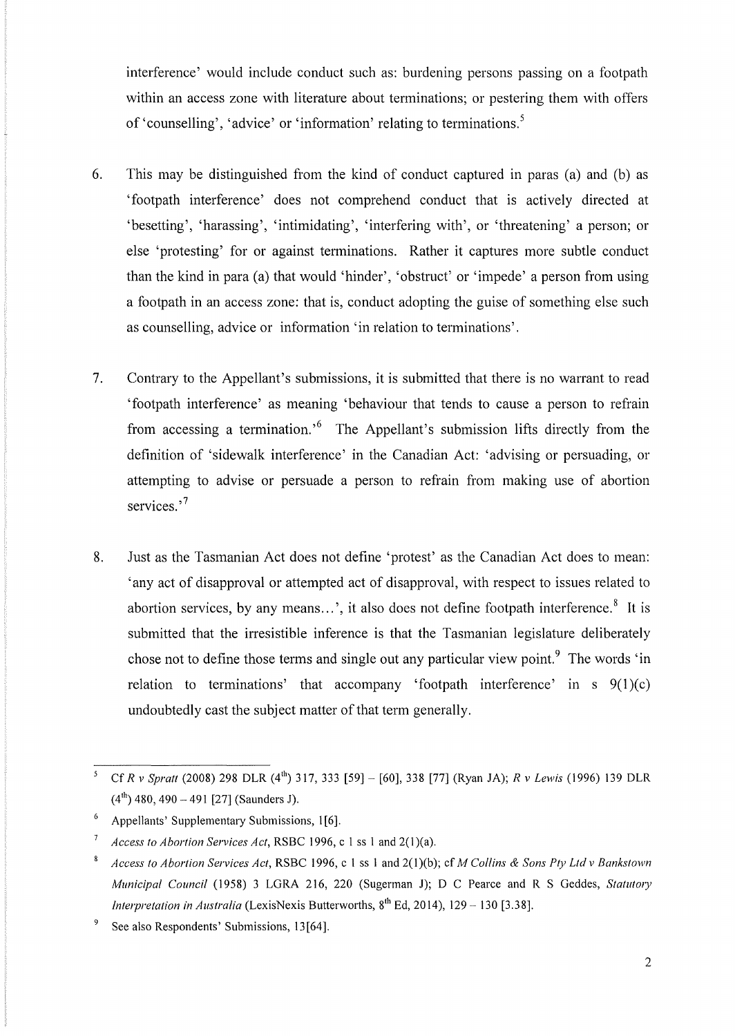interference' would include conduct such as: burdening persons passing on a footpath within an access zone with literature about terminations; or pestering them with offers of 'counselling', 'advice' or 'information' relating to terminations.[5]

6. This may be distinguished from the kind of conduct captured in paras (a) and (b) as 'footpath interference' does not comprehend conduct that is actively directed at 'besetting', 'harassing', 'intimidating', 'interfering with', or 'threatening' a person; or else 'protesting' for or against terminations. Rather it captures more subtle conduct than the kind in para (a) that would 'hinder', 'obstruct' or 'impede' a person from using a footpath in an access zone: that is, conduct adopting the guise of something else such as counselling, advice or information 'in relation to terminations'.

7. Contrary to the Appellant's submissions, it is submitted that there is no warrant to read 'footpath interference' as meaning 'behaviour that tends to cause a person to refrain from accessing a termination.'[6] The Appellant's submission lifts directly from the definition of 'sidewalk interference' in the Canadian Act: 'advising or persuading, or attempting to advise or persuade a person to refrain from making use of abortion services.'[7]

8. Just as the Tasmanian Act does not define 'protest' as the Canadian Act does to mean: 'any act of disapproval or attempted act of disapproval, with respect to issues related to abortion services, by any means…', it also does not define footpath interference.[8] It is submitted that the irresistible inference is that the Tasmanian legislature deliberately chose not to define those terms and single out any particular view point.[9] The words 'in relation to terminations' that accompany 'footpath interference' in s 9(1)(c) undoubtedly cast the subject matter of that term generally.

---

[5] Cf *R v Spratt* (2008) 298 DLR (4th) 317, 333 [59] – [60], 338 [77] (Ryan JA); *R v Lewis* (1996) 139 DLR (4th) 480, 490 – 491 [27] (Saunders J).

[6] Appellants' Supplementary Submissions, 1[6].

[7] *Access to Abortion Services Act*, RSBC 1996, c 1 ss 1 and 2(1)(a).

[8] *Access to Abortion Services Act*, RSBC 1996, c 1 ss 1 and 2(1)(b); cf *M Collins & Sons Pty Ltd v Bankstown Municipal Council* (1958) 3 LGRA 216, 220 (Sugerman J); D C Pearce and R S Geddes, *Statutory Interpretation in Australia* (LexisNexis Butterworths, 8th Ed, 2014), 129 – 130 [3.38].

[9] See also Respondents' Submissions, 13[64].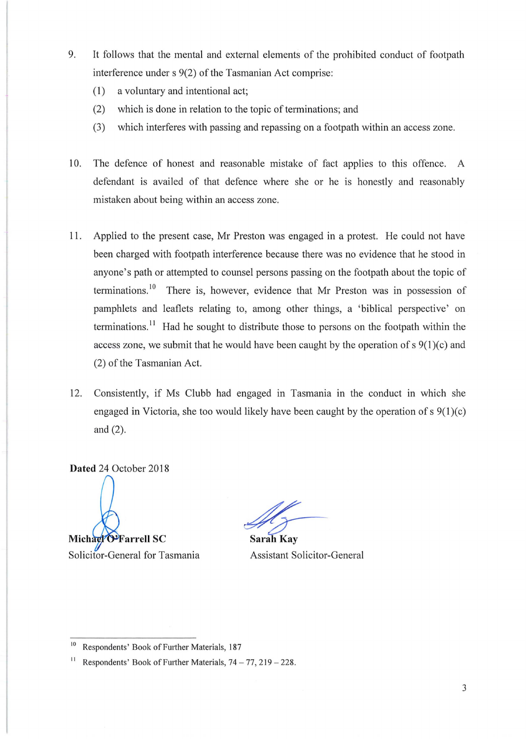9. It follows that the mental and external elements of the prohibited conduct of footpath interference under s 9(2) of the Tasmanian Act comprise:

   (1) a voluntary and intentional act;

   (2) which is done in relation to the topic of terminations; and

   (3) which interferes with passing and repassing on a footpath within an access zone.

10. The defence of honest and reasonable mistake of fact applies to this offence. A defendant is availed of that defence where she or he is honestly and reasonably mistaken about being within an access zone.

11. Applied to the present case, Mr Preston was engaged in a protest. He could not have been charged with footpath interference because there was no evidence that he stood in anyone's path or attempted to counsel persons passing on the footpath about the topic of terminations.[10] There is, however, evidence that Mr Preston was in possession of pamphlets and leaflets relating to, among other things, a 'biblical perspective' on terminations.[11] Had he sought to distribute those to persons on the footpath within the access zone, we submit that he would have been caught by the operation of s 9(1)(c) and (2) of the Tasmanian Act.

12. Consistently, if Ms Clubb had engaged in Tasmania in the conduct in which she engaged in Victoria, she too would likely have been caught by the operation of s 9(1)(c) and (2).

**Dated** 24 October 2018

| | |
|---|---|
| **Michael O'Farrell SC** | **Sarah Kay** |
| Solicitor-General for Tasmania | Assistant Solicitor-General |

---

[10] Respondents' Book of Further Materials, 187

[11] Respondents' Book of Further Materials, 74 – 77, 219 – 228.